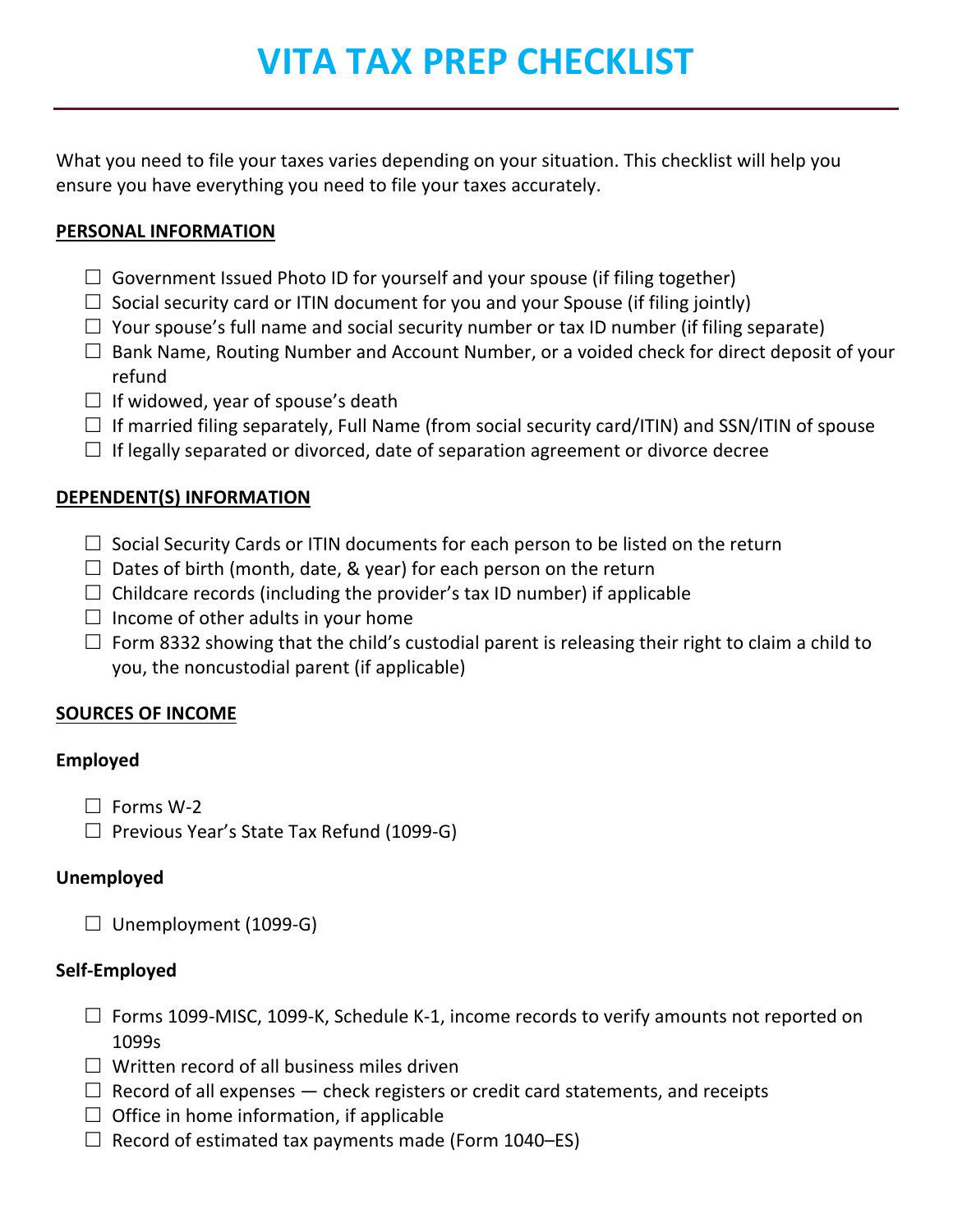# VITA TAX PREP CHECKLIST

What you need to file your taxes varies depending on your situation. This checklist will help you ensure you have everything you need to file your taxes accurately.

## PERSONAL INFORMATION

- ☐ Government Issued Photo ID for yourself and your spouse (if filing together)
- ☐ Social security card or ITIN document for you and your Spouse (if filing jointly)
- ☐ Your spouse's full name and social security number or tax ID number (if filing separate)
- ☐ Bank Name, Routing Number and Account Number, or a voided check for direct deposit of your refund
- ☐ If widowed, year of spouse's death
- ☐ If married filing separately, Full Name (from social security card/ITIN) and SSN/ITIN of spouse
- ☐ If legally separated or divorced, date of separation agreement or divorce decree

## DEPENDENT(S) INFORMATION

- ☐ Social Security Cards or ITIN documents for each person to be listed on the return
- ☐ Dates of birth (month, date, & year) for each person on the return
- ☐ Childcare records (including the provider's tax ID number) if applicable
- ☐ Income of other adults in your home
- ☐ Form 8332 showing that the child's custodial parent is releasing their right to claim a child to you, the noncustodial parent (if applicable)

## SOURCES OF INCOME

### Employed

- ☐ Forms W-2
- ☐ Previous Year's State Tax Refund (1099-G)

### Unemployed

- ☐ Unemployment (1099-G)

### Self-Employed

- ☐ Forms 1099-MISC, 1099-K, Schedule K-1, income records to verify amounts not reported on 1099s
- ☐ Written record of all business miles driven
- ☐ Record of all expenses — check registers or credit card statements, and receipts
- ☐ Office in home information, if applicable
- ☐ Record of estimated tax payments made (Form 1040–ES)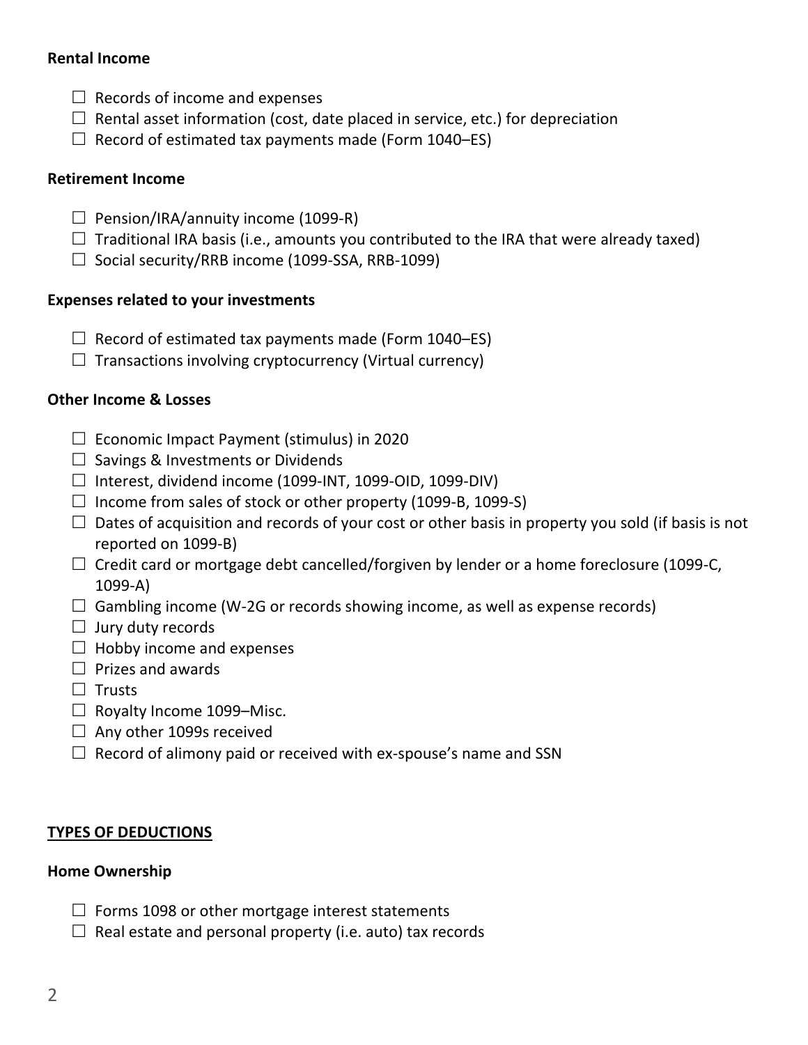**Rental Income**

- ☐ Records of income and expenses
- ☐ Rental asset information (cost, date placed in service, etc.) for depreciation
- ☐ Record of estimated tax payments made (Form 1040–ES)

**Retirement Income**

- ☐ Pension/IRA/annuity income (1099-R)
- ☐ Traditional IRA basis (i.e., amounts you contributed to the IRA that were already taxed)
- ☐ Social security/RRB income (1099-SSA, RRB-1099)

**Expenses related to your investments**

- ☐ Record of estimated tax payments made (Form 1040–ES)
- ☐ Transactions involving cryptocurrency (Virtual currency)

**Other Income & Losses**

- ☐ Economic Impact Payment (stimulus) in 2020
- ☐ Savings & Investments or Dividends
- ☐ Interest, dividend income (1099-INT, 1099-OID, 1099-DIV)
- ☐ Income from sales of stock or other property (1099-B, 1099-S)
- ☐ Dates of acquisition and records of your cost or other basis in property you sold (if basis is not reported on 1099-B)
- ☐ Credit card or mortgage debt cancelled/forgiven by lender or a home foreclosure (1099-C, 1099-A)
- ☐ Gambling income (W-2G or records showing income, as well as expense records)
- ☐ Jury duty records
- ☐ Hobby income and expenses
- ☐ Prizes and awards
- ☐ Trusts
- ☐ Royalty Income 1099–Misc.
- ☐ Any other 1099s received
- ☐ Record of alimony paid or received with ex-spouse's name and SSN

## **<u>TYPES OF DEDUCTIONS</u>**

**Home Ownership**

- ☐ Forms 1098 or other mortgage interest statements
- ☐ Real estate and personal property (i.e. auto) tax records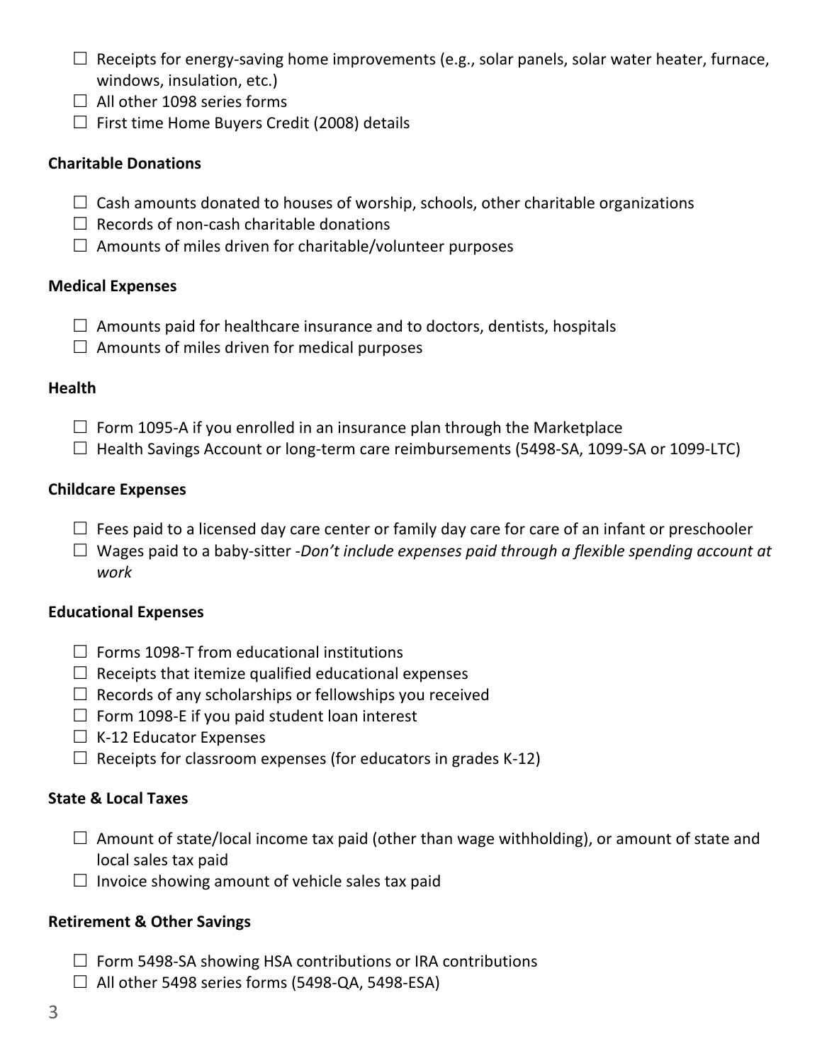- ☐ Receipts for energy-saving home improvements (e.g., solar panels, solar water heater, furnace, windows, insulation, etc.)
- ☐ All other 1098 series forms
- ☐ First time Home Buyers Credit (2008) details

**Charitable Donations**

- ☐ Cash amounts donated to houses of worship, schools, other charitable organizations
- ☐ Records of non-cash charitable donations
- ☐ Amounts of miles driven for charitable/volunteer purposes

**Medical Expenses**

- ☐ Amounts paid for healthcare insurance and to doctors, dentists, hospitals
- ☐ Amounts of miles driven for medical purposes

**Health**

- ☐ Form 1095-A if you enrolled in an insurance plan through the Marketplace
- ☐ Health Savings Account or long-term care reimbursements (5498-SA, 1099-SA or 1099-LTC)

**Childcare Expenses**

- ☐ Fees paid to a licensed day care center or family day care for care of an infant or preschooler
- ☐ Wages paid to a baby-sitter -*Don't include expenses paid through a flexible spending account at work*

**Educational Expenses**

- ☐ Forms 1098-T from educational institutions
- ☐ Receipts that itemize qualified educational expenses
- ☐ Records of any scholarships or fellowships you received
- ☐ Form 1098-E if you paid student loan interest
- ☐ K-12 Educator Expenses
- ☐ Receipts for classroom expenses (for educators in grades K-12)

**State & Local Taxes**

- ☐ Amount of state/local income tax paid (other than wage withholding), or amount of state and local sales tax paid
- ☐ Invoice showing amount of vehicle sales tax paid

**Retirement & Other Savings**

- ☐ Form 5498-SA showing HSA contributions or IRA contributions
- ☐ All other 5498 series forms (5498-QA, 5498-ESA)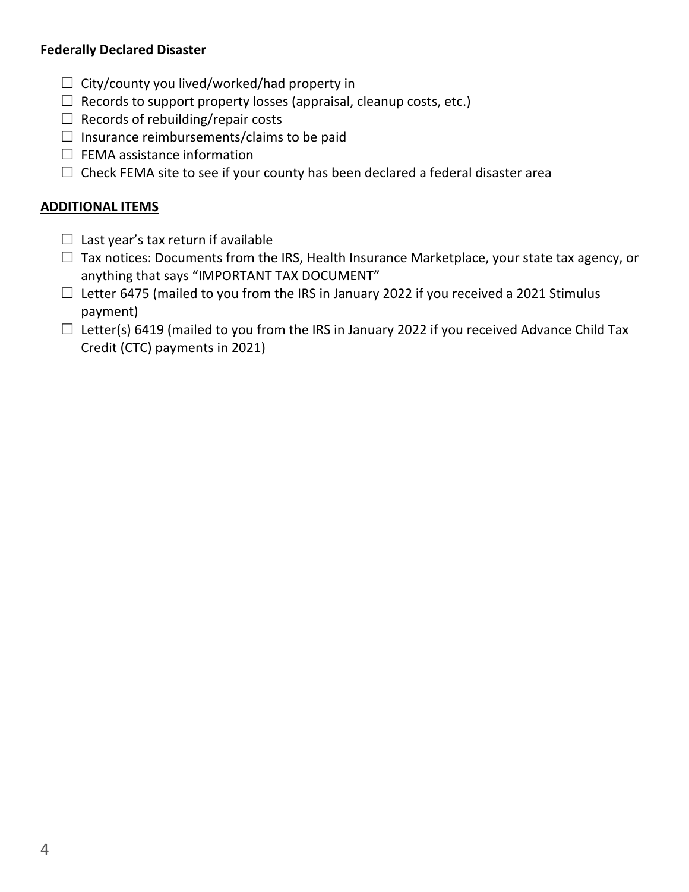**Federally Declared Disaster**

- ☐ City/county you lived/worked/had property in
- ☐ Records to support property losses (appraisal, cleanup costs, etc.)
- ☐ Records of rebuilding/repair costs
- ☐ Insurance reimbursements/claims to be paid
- ☐ FEMA assistance information
- ☐ Check FEMA site to see if your county has been declared a federal disaster area

## ADDITIONAL ITEMS

- ☐ Last year's tax return if available
- ☐ Tax notices: Documents from the IRS, Health Insurance Marketplace, your state tax agency, or anything that says "IMPORTANT TAX DOCUMENT"
- ☐ Letter 6475 (mailed to you from the IRS in January 2022 if you received a 2021 Stimulus payment)
- ☐ Letter(s) 6419 (mailed to you from the IRS in January 2022 if you received Advance Child Tax Credit (CTC) payments in 2021)